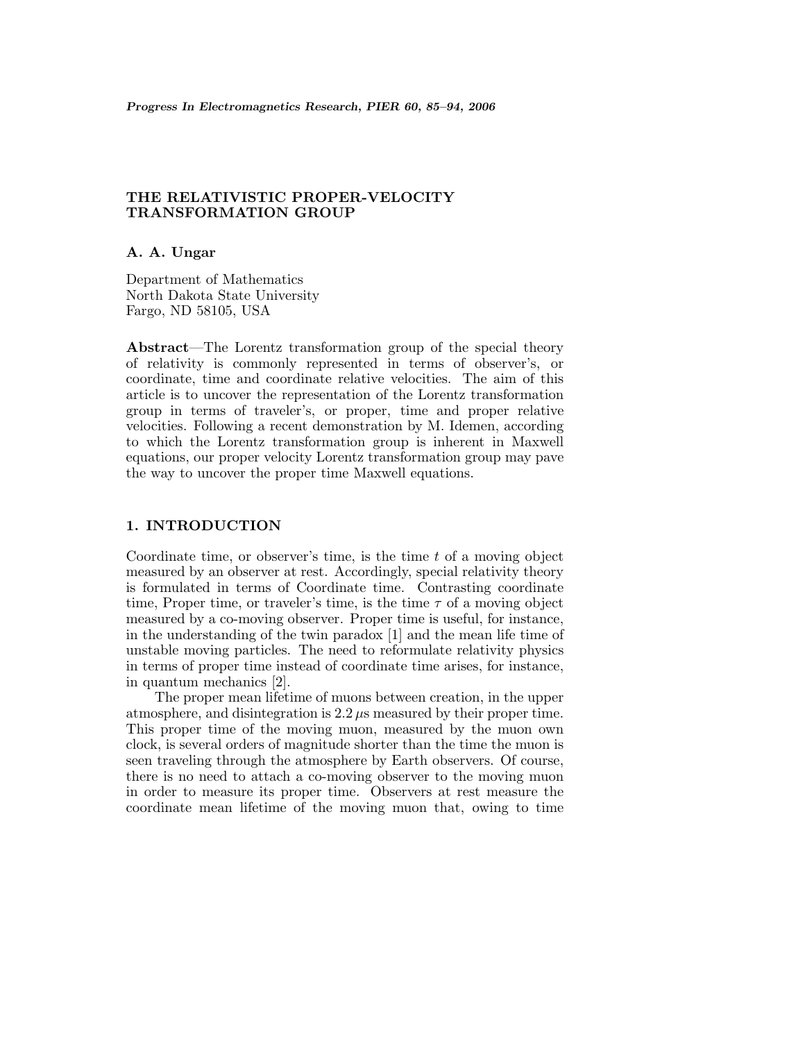# THE RELATIVISTIC PROPER-VELOCITY TRANSFORMATION GROUP

**A. A. Ungar**

Department of Mathematics
North Dakota State University
Fargo, ND 58105, USA

**Abstract**—The Lorentz transformation group of the special theory of relativity is commonly represented in terms of observer's, or coordinate, time and coordinate relative velocities. The aim of this article is to uncover the representation of the Lorentz transformation group in terms of traveler's, or proper, time and proper relative velocities. Following a recent demonstration by M. Idemen, according to which the Lorentz transformation group is inherent in Maxwell equations, our proper velocity Lorentz transformation group may pave the way to uncover the proper time Maxwell equations.

## 1. INTRODUCTION

Coordinate time, or observer's time, is the time $t$ of a moving object measured by an observer at rest. Accordingly, special relativity theory is formulated in terms of Coordinate time. Contrasting coordinate time, Proper time, or traveler's time, is the time $\tau$ of a moving object measured by a co-moving observer. Proper time is useful, for instance, in the understanding of the twin paradox [1] and the mean life time of unstable moving particles. The need to reformulate relativity physics in terms of proper time instead of coordinate time arises, for instance, in quantum mechanics [2].

The proper mean lifetime of muons between creation, in the upper atmosphere, and disintegration is $2.2\,\mu$s measured by their proper time. This proper time of the moving muon, measured by the muon own clock, is several orders of magnitude shorter than the time the muon is seen traveling through the atmosphere by Earth observers. Of course, there is no need to attach a co-moving observer to the moving muon in order to measure its proper time. Observers at rest measure the coordinate mean lifetime of the moving muon that, owing to time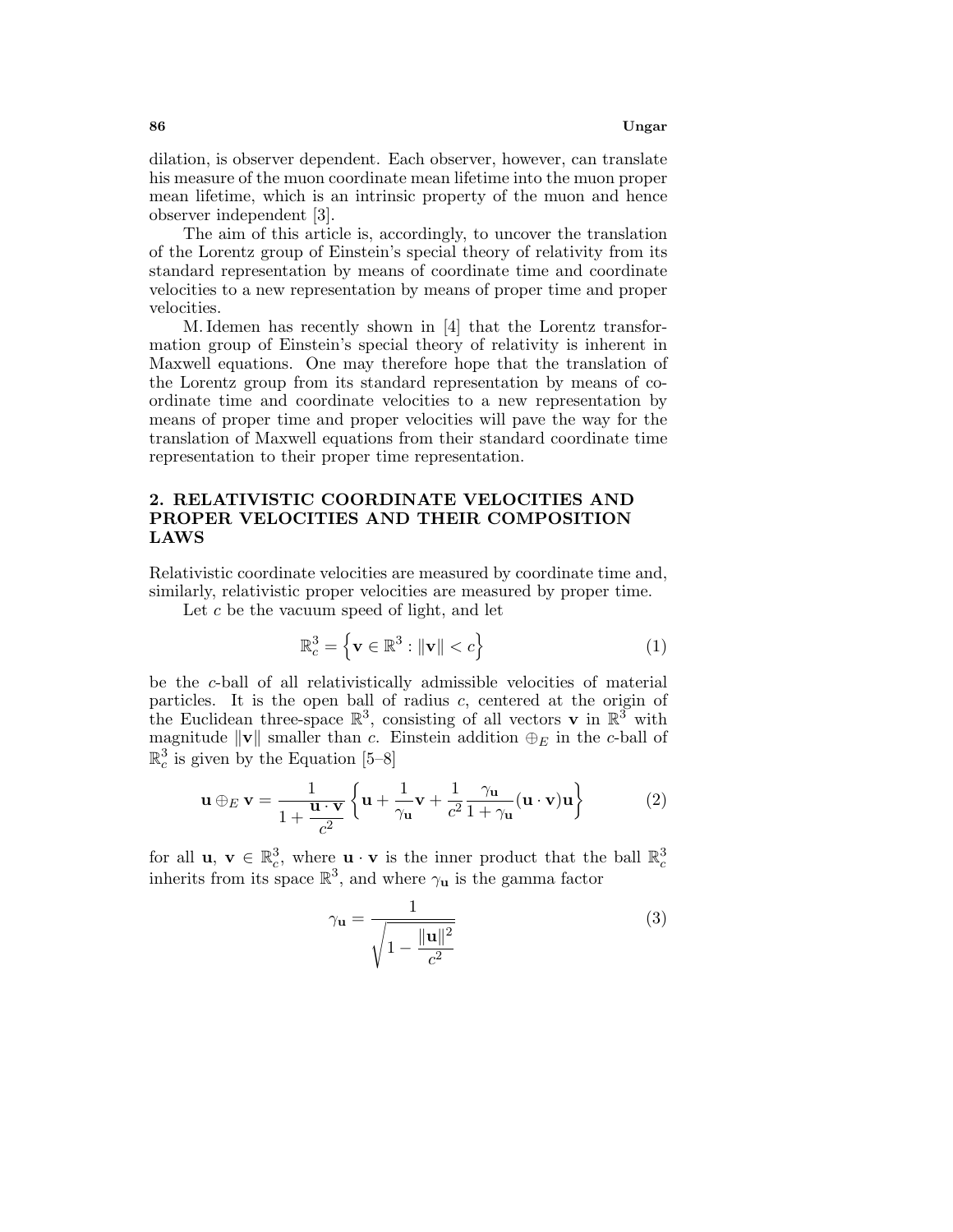dilation, is observer dependent. Each observer, however, can translate his measure of the muon coordinate mean lifetime into the muon proper mean lifetime, which is an intrinsic property of the muon and hence observer independent [3].

The aim of this article is, accordingly, to uncover the translation of the Lorentz group of Einstein's special theory of relativity from its standard representation by means of coordinate time and coordinate velocities to a new representation by means of proper time and proper velocities.

M. Idemen has recently shown in [4] that the Lorentz transformation group of Einstein's special theory of relativity is inherent in Maxwell equations. One may therefore hope that the translation of the Lorentz group from its standard representation by means of coordinate time and coordinate velocities to a new representation by means of proper time and proper velocities will pave the way for the translation of Maxwell equations from their standard coordinate time representation to their proper time representation.

## 2. RELATIVISTIC COORDINATE VELOCITIES AND PROPER VELOCITIES AND THEIR COMPOSITION LAWS

Relativistic coordinate velocities are measured by coordinate time and, similarly, relativistic proper velocities are measured by proper time.

Let $c$ be the vacuum speed of light, and let

$$\mathbb{R}_c^3 = \left\{ \mathbf{v} \in \mathbb{R}^3 : \|\mathbf{v}\| < c \right\} \tag{1}$$

be the $c$-ball of all relativistically admissible velocities of material particles. It is the open ball of radius $c$, centered at the origin of the Euclidean three-space $\mathbb{R}^3$, consisting of all vectors $\mathbf{v}$ in $\mathbb{R}^3$ with magnitude $\|\mathbf{v}\|$ smaller than $c$. Einstein addition $\oplus_E$ in the $c$-ball of $\mathbb{R}_c^3$ is given by the Equation [5–8]

$$\mathbf{u} \oplus_E \mathbf{v} = \frac{1}{1 + \dfrac{\mathbf{u} \cdot \mathbf{v}}{c^2}} \left\{ \mathbf{u} + \frac{1}{\gamma_{\mathbf{u}}} \mathbf{v} + \frac{1}{c^2} \frac{\gamma_{\mathbf{u}}}{1 + \gamma_{\mathbf{u}}} (\mathbf{u} \cdot \mathbf{v}) \mathbf{u} \right\} \tag{2}$$

for all $\mathbf{u}$, $\mathbf{v} \in \mathbb{R}_c^3$, where $\mathbf{u} \cdot \mathbf{v}$ is the inner product that the ball $\mathbb{R}_c^3$ inherits from its space $\mathbb{R}^3$, and where $\gamma_{\mathbf{u}}$ is the gamma factor

$$\gamma_{\mathbf{u}} = \frac{1}{\sqrt{1 - \dfrac{\|\mathbf{u}\|^2}{c^2}}} \tag{3}$$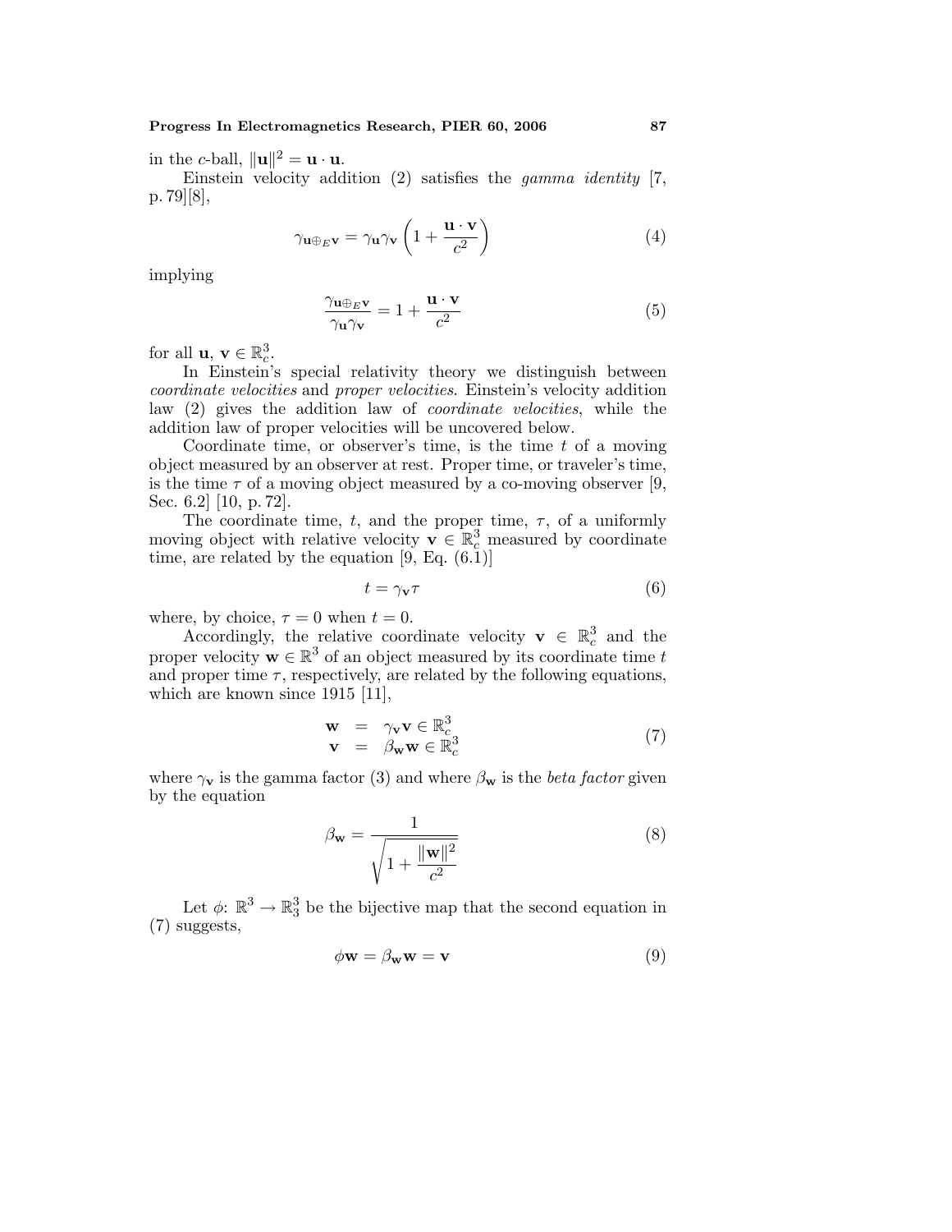in the $c$-ball, $\|\mathbf{u}\|^2 = \mathbf{u} \cdot \mathbf{u}$.

Einstein velocity addition (2) satisfies the *gamma identity* [7, p. 79][8],

$$\gamma_{\mathbf{u} \oplus_E \mathbf{v}} = \gamma_{\mathbf{u}} \gamma_{\mathbf{v}} \left( 1 + \frac{\mathbf{u} \cdot \mathbf{v}}{c^2} \right) \tag{4}$$

implying

$$\frac{\gamma_{\mathbf{u} \oplus_E \mathbf{v}}}{\gamma_{\mathbf{u}} \gamma_{\mathbf{v}}} = 1 + \frac{\mathbf{u} \cdot \mathbf{v}}{c^2} \tag{5}$$

for all $\mathbf{u}, \mathbf{v} \in \mathbb{R}^3_c$.

In Einstein's special relativity theory we distinguish between *coordinate velocities* and *proper velocities*. Einstein's velocity addition law (2) gives the addition law of *coordinate velocities*, while the addition law of proper velocities will be uncovered below.

Coordinate time, or observer's time, is the time $t$ of a moving object measured by an observer at rest. Proper time, or traveler's time, is the time $\tau$ of a moving object measured by a co-moving observer [9, Sec. 6.2] [10, p. 72].

The coordinate time, $t$, and the proper time, $\tau$, of a uniformly moving object with relative velocity $\mathbf{v} \in \mathbb{R}^3_c$ measured by coordinate time, are related by the equation [9, Eq. (6.1)]

$$t = \gamma_{\mathbf{v}} \tau \tag{6}$$

where, by choice, $\tau = 0$ when $t = 0$.

Accordingly, the relative coordinate velocity $\mathbf{v} \in \mathbb{R}^3_c$ and the proper velocity $\mathbf{w} \in \mathbb{R}^3$ of an object measured by its coordinate time $t$ and proper time $\tau$, respectively, are related by the following equations, which are known since 1915 [11],

$$\begin{aligned} \mathbf{w} &= \gamma_{\mathbf{v}} \mathbf{v} \in \mathbb{R}^3_c \\ \mathbf{v} &= \beta_{\mathbf{w}} \mathbf{w} \in \mathbb{R}^3_c \end{aligned} \tag{7}$$

where $\gamma_{\mathbf{v}}$ is the gamma factor (3) and where $\beta_{\mathbf{w}}$ is the *beta factor* given by the equation

$$\beta_{\mathbf{w}} = \frac{1}{\sqrt{1 + \dfrac{\|\mathbf{w}\|^2}{c^2}}} \tag{8}$$

Let $\phi$: $\mathbb{R}^3 \to \mathbb{R}^3_3$ be the bijective map that the second equation in (7) suggests,

$$\phi \mathbf{w} = \beta_{\mathbf{w}} \mathbf{w} = \mathbf{v} \tag{9}$$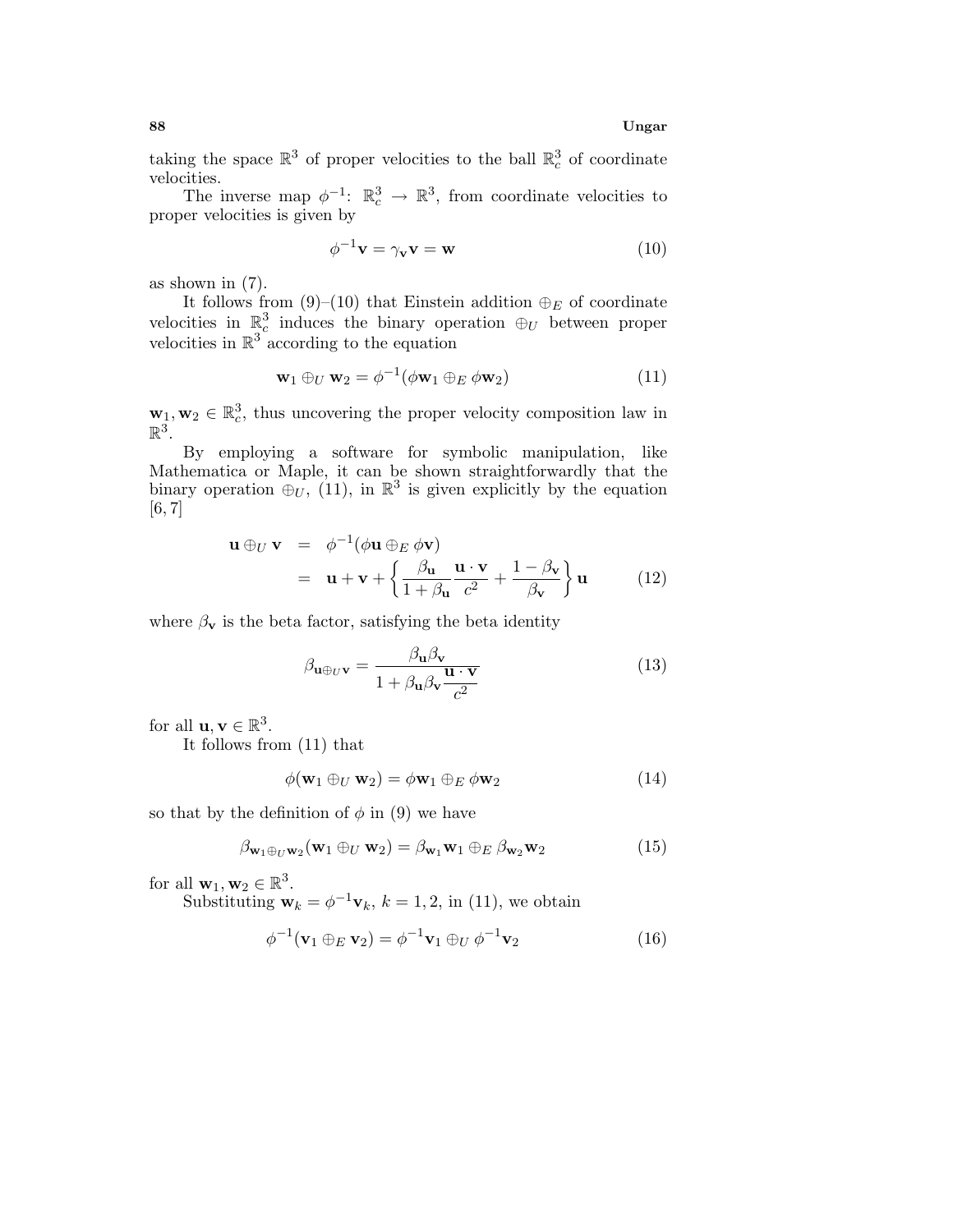taking the space $\mathbb{R}^3$ of proper velocities to the ball $\mathbb{R}^3_c$ of coordinate velocities.

The inverse map $\phi^{-1}$: $\mathbb{R}^3_c \to \mathbb{R}^3$, from coordinate velocities to proper velocities is given by

$$\phi^{-1}\mathbf{v} = \gamma_{\mathbf{v}}\mathbf{v} = \mathbf{w} \tag{10}$$

as shown in (7).

It follows from (9)–(10) that Einstein addition $\oplus_E$ of coordinate velocities in $\mathbb{R}^3_c$ induces the binary operation $\oplus_U$ between proper velocities in $\mathbb{R}^3$ according to the equation

$$\mathbf{w}_1 \oplus_U \mathbf{w}_2 = \phi^{-1}(\phi\mathbf{w}_1 \oplus_E \phi\mathbf{w}_2) \tag{11}$$

$\mathbf{w}_1, \mathbf{w}_2 \in \mathbb{R}^3_c$, thus uncovering the proper velocity composition law in $\mathbb{R}^3$.

By employing a software for symbolic manipulation, like Mathematica or Maple, it can be shown straightforwardly that the binary operation $\oplus_U$, (11), in $\mathbb{R}^3$ is given explicitly by the equation [6, 7]

$$\begin{aligned}\mathbf{u} \oplus_U \mathbf{v} &= \phi^{-1}(\phi\mathbf{u} \oplus_E \phi\mathbf{v}) \\ &= \mathbf{u} + \mathbf{v} + \left\{ \frac{\beta_{\mathbf{u}}}{1+\beta_{\mathbf{u}}} \frac{\mathbf{u}\cdot\mathbf{v}}{c^2} + \frac{1-\beta_{\mathbf{v}}}{\beta_{\mathbf{v}}} \right\} \mathbf{u}\end{aligned} \tag{12}$$

where $\beta_{\mathbf{v}}$ is the beta factor, satisfying the beta identity

$$\beta_{\mathbf{u}\oplus_U\mathbf{v}} = \frac{\beta_{\mathbf{u}}\beta_{\mathbf{v}}}{1 + \beta_{\mathbf{u}}\beta_{\mathbf{v}}\dfrac{\mathbf{u}\cdot\mathbf{v}}{c^2}} \tag{13}$$

for all $\mathbf{u}, \mathbf{v} \in \mathbb{R}^3$.

It follows from (11) that

$$\phi(\mathbf{w}_1 \oplus_U \mathbf{w}_2) = \phi\mathbf{w}_1 \oplus_E \phi\mathbf{w}_2 \tag{14}$$

so that by the definition of $\phi$ in (9) we have

$$\beta_{\mathbf{w}_1\oplus_U\mathbf{w}_2}(\mathbf{w}_1 \oplus_U \mathbf{w}_2) = \beta_{\mathbf{w}_1}\mathbf{w}_1 \oplus_E \beta_{\mathbf{w}_2}\mathbf{w}_2 \tag{15}$$

for all $\mathbf{w}_1, \mathbf{w}_2 \in \mathbb{R}^3$.

Substituting $\mathbf{w}_k = \phi^{-1}\mathbf{v}_k$, $k = 1, 2$, in (11), we obtain

$$\phi^{-1}(\mathbf{v}_1 \oplus_E \mathbf{v}_2) = \phi^{-1}\mathbf{v}_1 \oplus_U \phi^{-1}\mathbf{v}_2 \tag{16}$$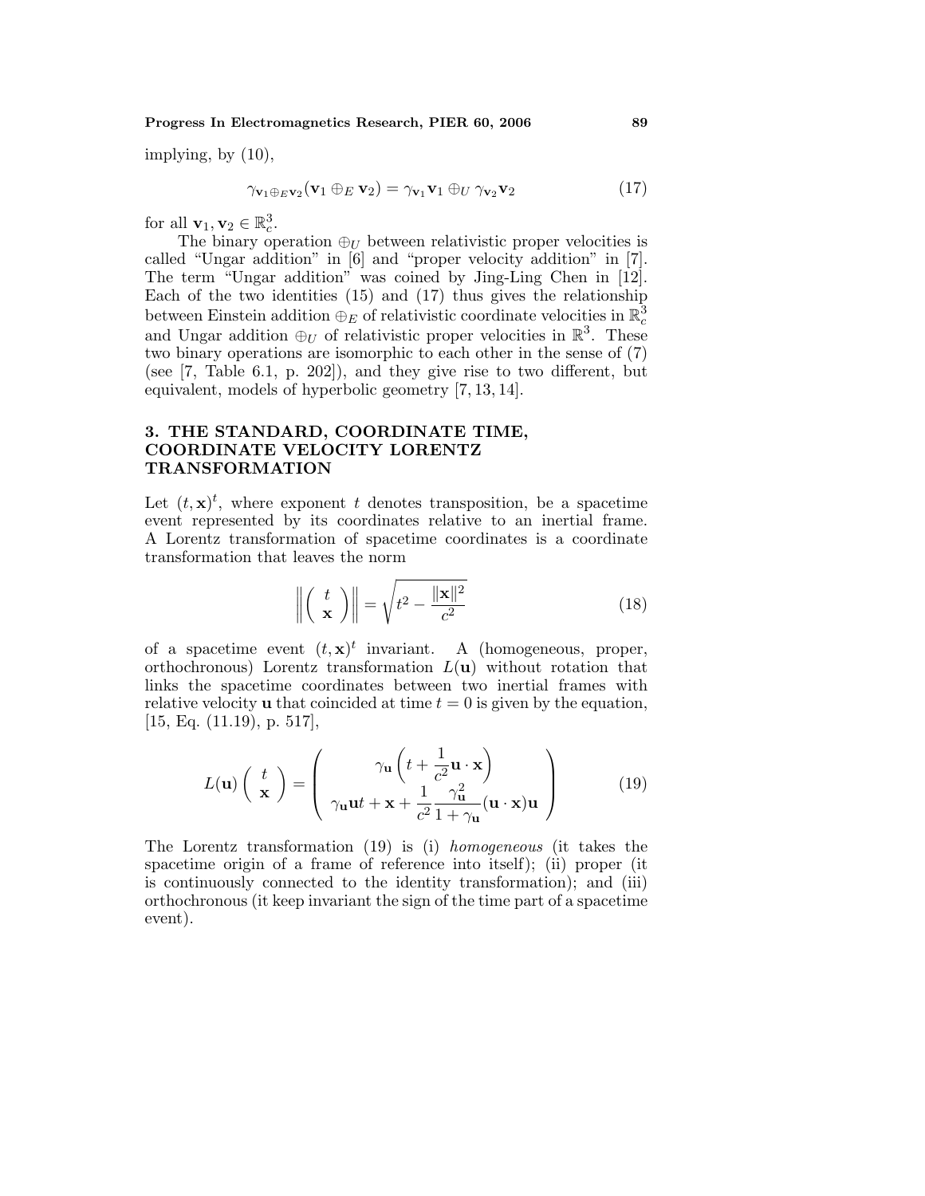implying, by (10),

$$\gamma_{\mathbf{v}_1 \oplus_E \mathbf{v}_2}(\mathbf{v}_1 \oplus_E \mathbf{v}_2) = \gamma_{\mathbf{v}_1}\mathbf{v}_1 \oplus_U \gamma_{\mathbf{v}_2}\mathbf{v}_2 \tag{17}$$

for all $\mathbf{v}_1, \mathbf{v}_2 \in \mathbb{R}^3_c$.

The binary operation $\oplus_U$ between relativistic proper velocities is called "Ungar addition" in [6] and "proper velocity addition" in [7]. The term "Ungar addition" was coined by Jing-Ling Chen in [12]. Each of the two identities (15) and (17) thus gives the relationship between Einstein addition $\oplus_E$ of relativistic coordinate velocities in $\mathbb{R}^3_c$ and Ungar addition $\oplus_U$ of relativistic proper velocities in $\mathbb{R}^3$. These two binary operations are isomorphic to each other in the sense of (7) (see [7, Table 6.1, p. 202]), and they give rise to two different, but equivalent, models of hyperbolic geometry [7, 13, 14].

## 3. THE STANDARD, COORDINATE TIME, COORDINATE VELOCITY LORENTZ TRANSFORMATION

Let $(t, \mathbf{x})^t$, where exponent $t$ denotes transposition, be a spacetime event represented by its coordinates relative to an inertial frame. A Lorentz transformation of spacetime coordinates is a coordinate transformation that leaves the norm

$$\left\| \begin{pmatrix} t \\ \mathbf{x} \end{pmatrix} \right\| = \sqrt{t^2 - \frac{\|\mathbf{x}\|^2}{c^2}} \tag{18}$$

of a spacetime event $(t, \mathbf{x})^t$ invariant. A (homogeneous, proper, orthochronous) Lorentz transformation $L(\mathbf{u})$ without rotation that links the spacetime coordinates between two inertial frames with relative velocity $\mathbf{u}$ that coincided at time $t = 0$ is given by the equation, [15, Eq. (11.19), p. 517],

$$L(\mathbf{u}) \begin{pmatrix} t \\ \mathbf{x} \end{pmatrix} = \begin{pmatrix} \gamma_{\mathbf{u}} \left( t + \dfrac{1}{c^2} \mathbf{u} \cdot \mathbf{x} \right) \\ \gamma_{\mathbf{u}} \mathbf{u} t + \mathbf{x} + \dfrac{1}{c^2} \dfrac{\gamma_{\mathbf{u}}^2}{1 + \gamma_{\mathbf{u}}} (\mathbf{u} \cdot \mathbf{x}) \mathbf{u} \end{pmatrix} \tag{19}$$

The Lorentz transformation (19) is (i) *homogeneous* (it takes the spacetime origin of a frame of reference into itself); (ii) proper (it is continuously connected to the identity transformation); and (iii) orthochronous (it keep invariant the sign of the time part of a spacetime event).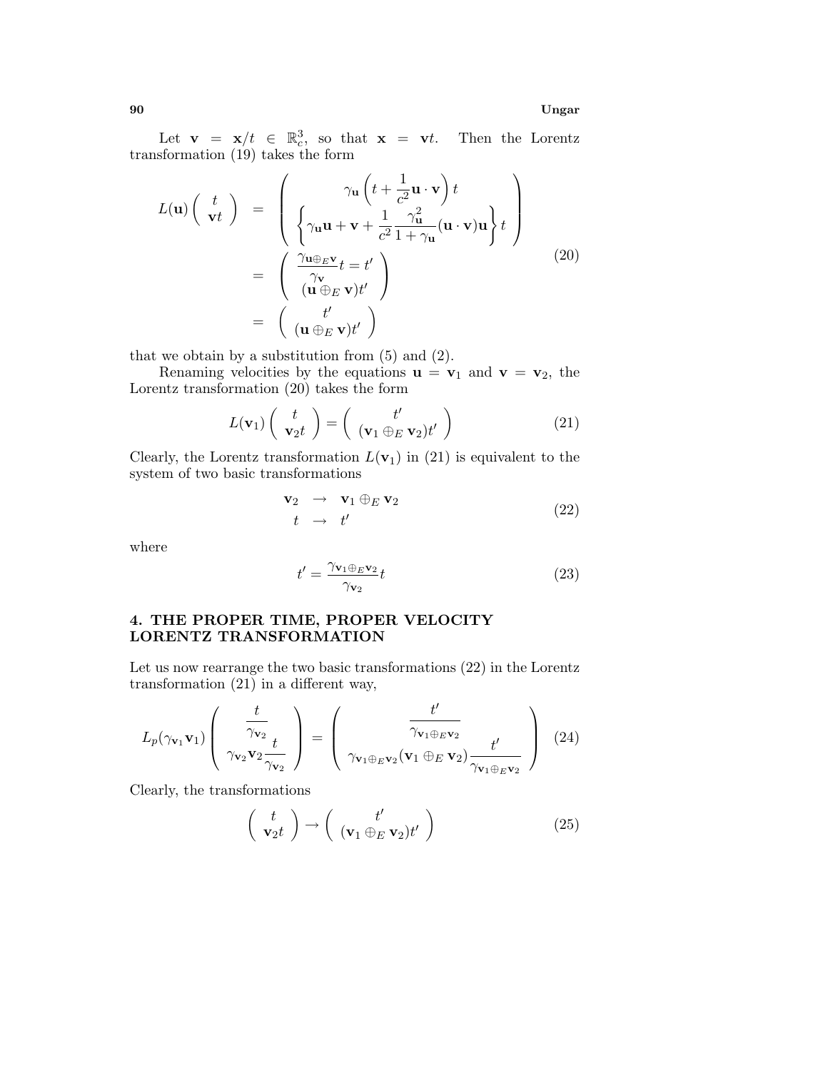Let $\mathbf{v} = \mathbf{x}/t \in \mathbb{R}^3_c$, so that $\mathbf{x} = \mathbf{v}t$. Then the Lorentz transformation (19) takes the form

$$
\begin{aligned}
L(\mathbf{u})\begin{pmatrix} t \\ \mathbf{v}t \end{pmatrix} &= \begin{pmatrix} \gamma_{\mathbf{u}}\left(t + \dfrac{1}{c^2}\mathbf{u}\cdot\mathbf{v}\right)t \\ \left\{\gamma_{\mathbf{u}}\mathbf{u} + \mathbf{v} + \dfrac{1}{c^2}\dfrac{\gamma_{\mathbf{u}}^2}{1+\gamma_{\mathbf{u}}}(\mathbf{u}\cdot\mathbf{v})\mathbf{u}\right\}t \end{pmatrix} \\
&= \begin{pmatrix} \dfrac{\gamma_{\mathbf{u}\oplus_E\mathbf{v}}}{\gamma_{\mathbf{v}}}t = t' \\ (\mathbf{u}\oplus_E\mathbf{v})t' \end{pmatrix} \\
&= \begin{pmatrix} t' \\ (\mathbf{u}\oplus_E\mathbf{v})t' \end{pmatrix}
\end{aligned}
\tag{20}
$$

that we obtain by a substitution from (5) and (2).

Renaming velocities by the equations $\mathbf{u} = \mathbf{v}_1$ and $\mathbf{v} = \mathbf{v}_2$, the Lorentz transformation (20) takes the form

$$
L(\mathbf{v}_1)\begin{pmatrix} t \\ \mathbf{v}_2 t \end{pmatrix} = \begin{pmatrix} t' \\ (\mathbf{v}_1\oplus_E\mathbf{v}_2)t' \end{pmatrix}
\tag{21}
$$

Clearly, the Lorentz transformation $L(\mathbf{v}_1)$ in (21) is equivalent to the system of two basic transformations

$$
\begin{aligned}
\mathbf{v}_2 &\to \mathbf{v}_1\oplus_E\mathbf{v}_2 \\
t &\to t'
\end{aligned}
\tag{22}
$$

where

$$
t' = \frac{\gamma_{\mathbf{v}_1\oplus_E\mathbf{v}_2}}{\gamma_{\mathbf{v}_2}}t
\tag{23}
$$

## 4. THE PROPER TIME, PROPER VELOCITY LORENTZ TRANSFORMATION

Let us now rearrange the two basic transformations (22) in the Lorentz transformation (21) in a different way,

$$
L_p(\gamma_{\mathbf{v}_1}\mathbf{v}_1)\begin{pmatrix} \dfrac{t}{\gamma_{\mathbf{v}_2}} \\ \gamma_{\mathbf{v}_2}\mathbf{v}_2\dfrac{t}{\gamma_{\mathbf{v}_2}} \end{pmatrix} = \begin{pmatrix} \dfrac{t'}{\gamma_{\mathbf{v}_1\oplus_E\mathbf{v}_2}} \\ \gamma_{\mathbf{v}_1\oplus_E\mathbf{v}_2}(\mathbf{v}_1\oplus_E\mathbf{v}_2)\dfrac{t'}{\gamma_{\mathbf{v}_1\oplus_E\mathbf{v}_2}} \end{pmatrix}
\tag{24}
$$

Clearly, the transformations

$$
\begin{pmatrix} t \\ \mathbf{v}_2 t \end{pmatrix} \to \begin{pmatrix} t' \\ (\mathbf{v}_1\oplus_E\mathbf{v}_2)t' \end{pmatrix}
\tag{25}
$$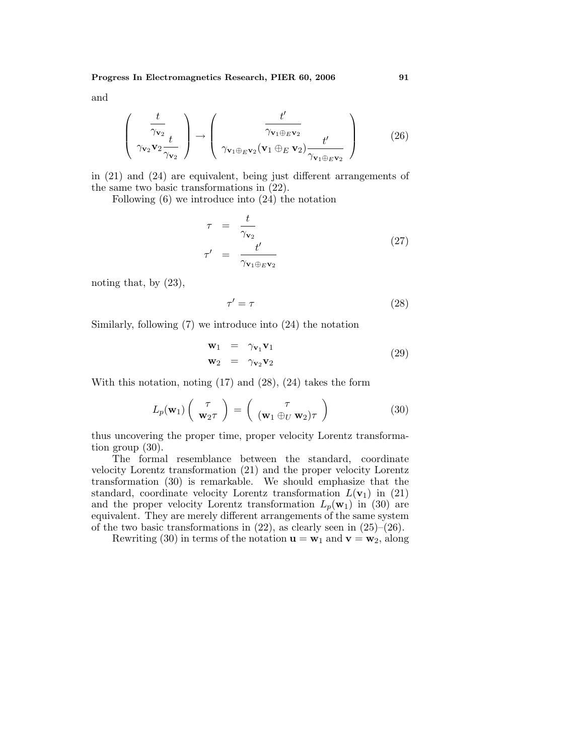and

$$
\begin{pmatrix} \dfrac{t}{\gamma_{\mathbf{v}_2}} \\ \gamma_{\mathbf{v}_2}\mathbf{v}_2 \dfrac{t}{\gamma_{\mathbf{v}_2}} \end{pmatrix} \rightarrow \begin{pmatrix} \dfrac{t'}{\gamma_{\mathbf{v}_1 \oplus_E \mathbf{v}_2}} \\ \gamma_{\mathbf{v}_1 \oplus_E \mathbf{v}_2}(\mathbf{v}_1 \oplus_E \mathbf{v}_2) \dfrac{t'}{\gamma_{\mathbf{v}_1 \oplus_E \mathbf{v}_2}} \end{pmatrix} \tag{26}
$$

in (21) and (24) are equivalent, being just different arrangements of the same two basic transformations in (22).

Following (6) we introduce into (24) the notation

$$
\begin{aligned}
\tau &= \frac{t}{\gamma_{\mathbf{v}_2}} \\
\tau' &= \frac{t'}{\gamma_{\mathbf{v}_1 \oplus_E \mathbf{v}_2}}
\end{aligned} \tag{27}
$$

noting that, by (23),

$$
\tau' = \tau \tag{28}
$$

Similarly, following (7) we introduce into (24) the notation

$$
\begin{aligned}
\mathbf{w}_1 &= \gamma_{\mathbf{v}_1}\mathbf{v}_1 \\
\mathbf{w}_2 &= \gamma_{\mathbf{v}_2}\mathbf{v}_2
\end{aligned} \tag{29}
$$

With this notation, noting (17) and (28), (24) takes the form

$$
L_p(\mathbf{w}_1) \begin{pmatrix} \tau \\ \mathbf{w}_2 \tau \end{pmatrix} = \begin{pmatrix} \tau \\ (\mathbf{w}_1 \oplus_U \mathbf{w}_2)\tau \end{pmatrix} \tag{30}
$$

thus uncovering the proper time, proper velocity Lorentz transformation group (30).

The formal resemblance between the standard, coordinate velocity Lorentz transformation (21) and the proper velocity Lorentz transformation (30) is remarkable. We should emphasize that the standard, coordinate velocity Lorentz transformation $L(\mathbf{v}_1)$ in (21) and the proper velocity Lorentz transformation $L_p(\mathbf{w}_1)$ in (30) are equivalent. They are merely different arrangements of the same system of the two basic transformations in (22), as clearly seen in (25)–(26).

Rewriting (30) in terms of the notation $\mathbf{u} = \mathbf{w}_1$ and $\mathbf{v} = \mathbf{w}_2$, along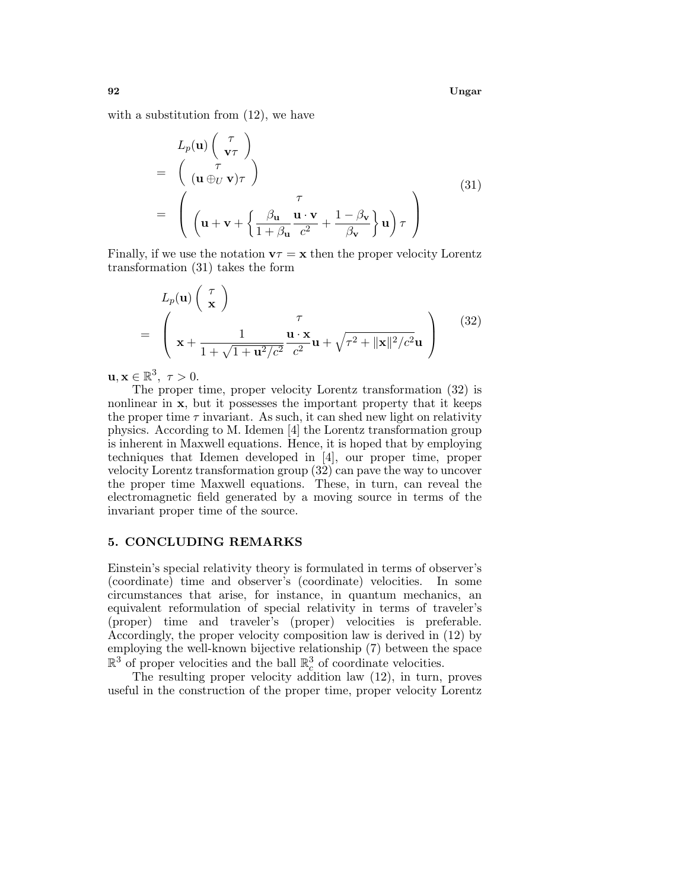with a substitution from (12), we have

$$
\begin{aligned}
& L_p(\mathbf{u}) \begin{pmatrix} \tau \\ \mathbf{v}\tau \end{pmatrix} \\
= & \begin{pmatrix} \tau \\ (\mathbf{u} \oplus_U \mathbf{v})\tau \end{pmatrix} \\
= & \begin{pmatrix} \tau \\ \left( \mathbf{u} + \mathbf{v} + \left\{ \dfrac{\beta_{\mathbf{u}}}{1+\beta_{\mathbf{u}}} \dfrac{\mathbf{u}\cdot\mathbf{v}}{c^2} + \dfrac{1-\beta_{\mathbf{v}}}{\beta_{\mathbf{v}}} \right\} \mathbf{u} \right) \tau \end{pmatrix}
\end{aligned}
\tag{31}
$$

Finally, if we use the notation $\mathbf{v}\tau = \mathbf{x}$ then the proper velocity Lorentz transformation (31) takes the form

$$
\begin{aligned}
& L_p(\mathbf{u}) \begin{pmatrix} \tau \\ \mathbf{x} \end{pmatrix} \\
= & \begin{pmatrix} \tau \\ \mathbf{x} + \dfrac{1}{1+\sqrt{1+\mathbf{u}^2/c^2}} \dfrac{\mathbf{u}\cdot\mathbf{x}}{c^2}\mathbf{u} + \sqrt{\tau^2 + \|\mathbf{x}\|^2/c^2}\mathbf{u} \end{pmatrix}
\end{aligned}
\tag{32}
$$

$\mathbf{u}, \mathbf{x} \in \mathbb{R}^3,\ \tau > 0.$

The proper time, proper velocity Lorentz transformation (32) is nonlinear in $\mathbf{x}$, but it possesses the important property that it keeps the proper time $\tau$ invariant. As such, it can shed new light on relativity physics. According to M. Idemen [4] the Lorentz transformation group is inherent in Maxwell equations. Hence, it is hoped that by employing techniques that Idemen developed in [4], our proper time, proper velocity Lorentz transformation group (32) can pave the way to uncover the proper time Maxwell equations. These, in turn, can reveal the electromagnetic field generated by a moving source in terms of the invariant proper time of the source.

## 5. CONCLUDING REMARKS

Einstein's special relativity theory is formulated in terms of observer's (coordinate) time and observer's (coordinate) velocities. In some circumstances that arise, for instance, in quantum mechanics, an equivalent reformulation of special relativity in terms of traveler's (proper) time and traveler's (proper) velocities is preferable. Accordingly, the proper velocity composition law is derived in (12) by employing the well-known bijective relationship (7) between the space $\mathbb{R}^3$ of proper velocities and the ball $\mathbb{R}_c^3$ of coordinate velocities.

The resulting proper velocity addition law (12), in turn, proves useful in the construction of the proper time, proper velocity Lorentz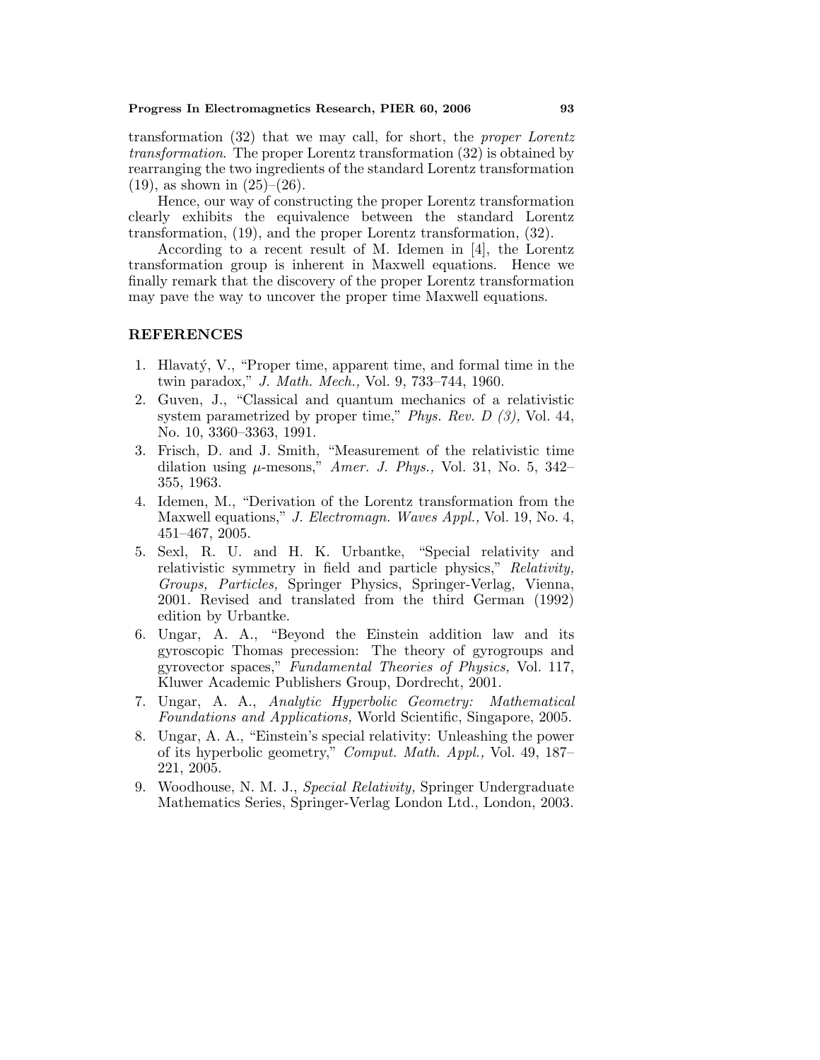transformation (32) that we may call, for short, the *proper Lorentz transformation*. The proper Lorentz transformation (32) is obtained by rearranging the two ingredients of the standard Lorentz transformation (19), as shown in (25)–(26).

Hence, our way of constructing the proper Lorentz transformation clearly exhibits the equivalence between the standard Lorentz transformation, (19), and the proper Lorentz transformation, (32).

According to a recent result of M. Idemen in [4], the Lorentz transformation group is inherent in Maxwell equations. Hence we finally remark that the discovery of the proper Lorentz transformation may pave the way to uncover the proper time Maxwell equations.

## REFERENCES

1. Hlavatý, V., "Proper time, apparent time, and formal time in the twin paradox," *J. Math. Mech.,* Vol. 9, 733–744, 1960.
2. Guven, J., "Classical and quantum mechanics of a relativistic system parametrized by proper time," *Phys. Rev. D (3),* Vol. 44, No. 10, 3360–3363, 1991.
3. Frisch, D. and J. Smith, "Measurement of the relativistic time dilation using $\mu$-mesons," *Amer. J. Phys.,* Vol. 31, No. 5, 342–355, 1963.
4. Idemen, M., "Derivation of the Lorentz transformation from the Maxwell equations," *J. Electromagn. Waves Appl.,* Vol. 19, No. 4, 451–467, 2005.
5. Sexl, R. U. and H. K. Urbantke, "Special relativity and relativistic symmetry in field and particle physics," *Relativity, Groups, Particles,* Springer Physics, Springer-Verlag, Vienna, 2001. Revised and translated from the third German (1992) edition by Urbantke.
6. Ungar, A. A., "Beyond the Einstein addition law and its gyroscopic Thomas precession: The theory of gyrogroups and gyrovector spaces," *Fundamental Theories of Physics,* Vol. 117, Kluwer Academic Publishers Group, Dordrecht, 2001.
7. Ungar, A. A., *Analytic Hyperbolic Geometry: Mathematical Foundations and Applications,* World Scientific, Singapore, 2005.
8. Ungar, A. A., "Einstein's special relativity: Unleashing the power of its hyperbolic geometry," *Comput. Math. Appl.,* Vol. 49, 187–221, 2005.
9. Woodhouse, N. M. J., *Special Relativity,* Springer Undergraduate Mathematics Series, Springer-Verlag London Ltd., London, 2003.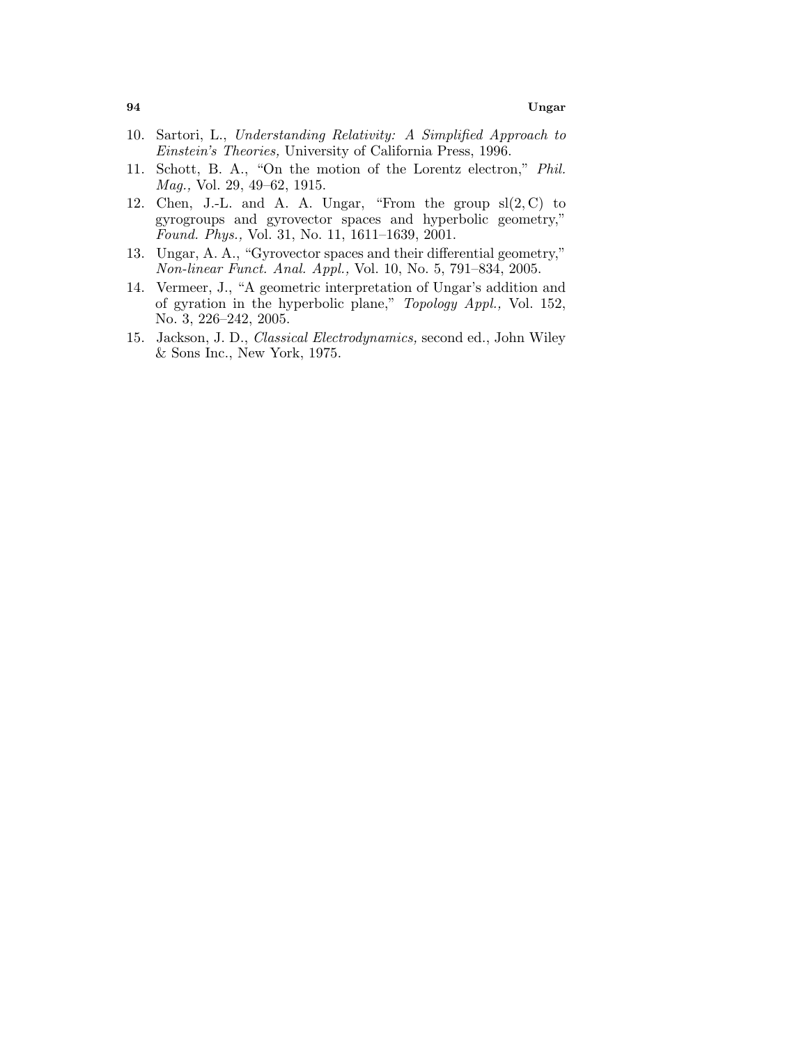10. Sartori, L., *Understanding Relativity: A Simplified Approach to Einstein's Theories,* University of California Press, 1996.
11. Schott, B. A., "On the motion of the Lorentz electron," *Phil. Mag.,* Vol. 29, 49–62, 1915.
12. Chen, J.-L. and A. A. Ungar, "From the group $\mathrm{sl}(2, \mathrm{C})$ to gyrogroups and gyrovector spaces and hyperbolic geometry," *Found. Phys.,* Vol. 31, No. 11, 1611–1639, 2001.
13. Ungar, A. A., "Gyrovector spaces and their differential geometry," *Non-linear Funct. Anal. Appl.,* Vol. 10, No. 5, 791–834, 2005.
14. Vermeer, J., "A geometric interpretation of Ungar's addition and of gyration in the hyperbolic plane," *Topology Appl.,* Vol. 152, No. 3, 226–242, 2005.
15. Jackson, J. D., *Classical Electrodynamics,* second ed., John Wiley & Sons Inc., New York, 1975.